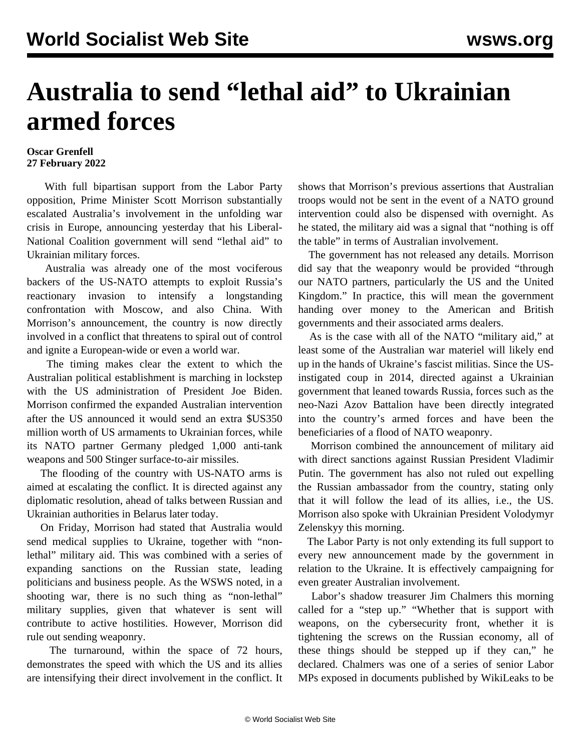# Australia to send "lethal aid" to Ukrainian armed forces

**Oscar Grenfell**
**27 February 2022**

With full bipartisan support from the Labor Party opposition, Prime Minister Scott Morrison substantially escalated Australia's involvement in the unfolding war crisis in Europe, announcing yesterday that his Liberal-National Coalition government will send "lethal aid" to Ukrainian military forces.

Australia was already one of the most vociferous backers of the US-NATO attempts to exploit Russia's reactionary invasion to intensify a longstanding confrontation with Moscow, and also China. With Morrison's announcement, the country is now directly involved in a conflict that threatens to spiral out of control and ignite a European-wide or even a world war.

The timing makes clear the extent to which the Australian political establishment is marching in lockstep with the US administration of President Joe Biden. Morrison confirmed the expanded Australian intervention after the US announced it would send an extra $US350 million worth of US armaments to Ukrainian forces, while its NATO partner Germany pledged 1,000 anti-tank weapons and 500 Stinger surface-to-air missiles.

The flooding of the country with US-NATO arms is aimed at escalating the conflict. It is directed against any diplomatic resolution, ahead of talks between Russian and Ukrainian authorities in Belarus later today.

On Friday, Morrison had stated that Australia would send medical supplies to Ukraine, together with "non-lethal" military aid. This was combined with a series of expanding sanctions on the Russian state, leading politicians and business people. As the WSWS noted, in a shooting war, there is no such thing as "non-lethal" military supplies, given that whatever is sent will contribute to active hostilities. However, Morrison did rule out sending weaponry.

The turnaround, within the space of 72 hours, demonstrates the speed with which the US and its allies are intensifying their direct involvement in the conflict. It shows that Morrison's previous assertions that Australian troops would not be sent in the event of a NATO ground intervention could also be dispensed with overnight. As he stated, the military aid was a signal that "nothing is off the table" in terms of Australian involvement.

The government has not released any details. Morrison did say that the weaponry would be provided "through our NATO partners, particularly the US and the United Kingdom." In practice, this will mean the government handing over money to the American and British governments and their associated arms dealers.

As is the case with all of the NATO "military aid," at least some of the Australian war materiel will likely end up in the hands of Ukraine's fascist militias. Since the US-instigated coup in 2014, directed against a Ukrainian government that leaned towards Russia, forces such as the neo-Nazi Azov Battalion have been directly integrated into the country's armed forces and have been the beneficiaries of a flood of NATO weaponry.

Morrison combined the announcement of military aid with direct sanctions against Russian President Vladimir Putin. The government has also not ruled out expelling the Russian ambassador from the country, stating only that it will follow the lead of its allies, i.e., the US. Morrison also spoke with Ukrainian President Volodymyr Zelenskyy this morning.

The Labor Party is not only extending its full support to every new announcement made by the government in relation to the Ukraine. It is effectively campaigning for even greater Australian involvement.

Labor's shadow treasurer Jim Chalmers this morning called for a "step up." "Whether that is support with weapons, on the cybersecurity front, whether it is tightening the screws on the Russian economy, all of these things should be stepped up if they can," he declared. Chalmers was one of a series of senior Labor MPs exposed in documents published by WikiLeaks to be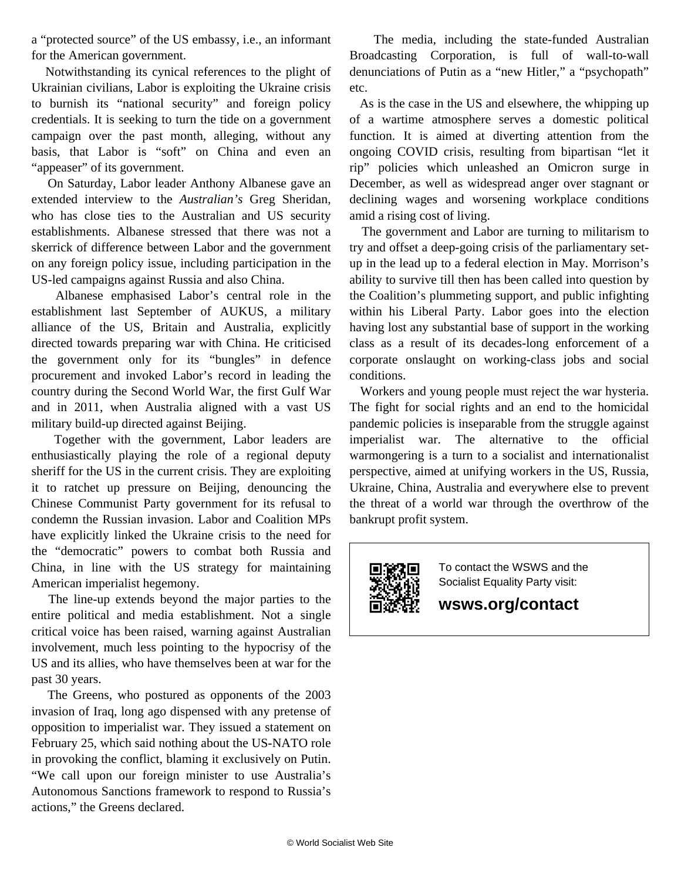a "protected source" of the US embassy, i.e., an informant for the American government.

Notwithstanding its cynical references to the plight of Ukrainian civilians, Labor is exploiting the Ukraine crisis to burnish its "national security" and foreign policy credentials. It is seeking to turn the tide on a government campaign over the past month, alleging, without any basis, that Labor is "soft" on China and even an "appeaser" of its government.

On Saturday, Labor leader Anthony Albanese gave an extended interview to the *Australian's* Greg Sheridan, who has close ties to the Australian and US security establishments. Albanese stressed that there was not a skerrick of difference between Labor and the government on any foreign policy issue, including participation in the US-led campaigns against Russia and also China.

Albanese emphasised Labor's central role in the establishment last September of AUKUS, a military alliance of the US, Britain and Australia, explicitly directed towards preparing war with China. He criticised the government only for its "bungles" in defence procurement and invoked Labor's record in leading the country during the Second World War, the first Gulf War and in 2011, when Australia aligned with a vast US military build-up directed against Beijing.

Together with the government, Labor leaders are enthusiastically playing the role of a regional deputy sheriff for the US in the current crisis. They are exploiting it to ratchet up pressure on Beijing, denouncing the Chinese Communist Party government for its refusal to condemn the Russian invasion. Labor and Coalition MPs have explicitly linked the Ukraine crisis to the need for the "democratic" powers to combat both Russia and China, in line with the US strategy for maintaining American imperialist hegemony.

The line-up extends beyond the major parties to the entire political and media establishment. Not a single critical voice has been raised, warning against Australian involvement, much less pointing to the hypocrisy of the US and its allies, who have themselves been at war for the past 30 years.

The Greens, who postured as opponents of the 2003 invasion of Iraq, long ago dispensed with any pretense of opposition to imperialist war. They issued a statement on February 25, which said nothing about the US-NATO role in provoking the conflict, blaming it exclusively on Putin. "We call upon our foreign minister to use Australia's Autonomous Sanctions framework to respond to Russia's actions," the Greens declared.

The media, including the state-funded Australian Broadcasting Corporation, is full of wall-to-wall denunciations of Putin as a "new Hitler," a "psychopath" etc.

As is the case in the US and elsewhere, the whipping up of a wartime atmosphere serves a domestic political function. It is aimed at diverting attention from the ongoing COVID crisis, resulting from bipartisan "let it rip" policies which unleashed an Omicron surge in December, as well as widespread anger over stagnant or declining wages and worsening workplace conditions amid a rising cost of living.

The government and Labor are turning to militarism to try and offset a deep-going crisis of the parliamentary set-up in the lead up to a federal election in May. Morrison's ability to survive till then has been called into question by the Coalition's plummeting support, and public infighting within his Liberal Party. Labor goes into the election having lost any substantial base of support in the working class as a result of its decades-long enforcement of a corporate onslaught on working-class jobs and social conditions.

Workers and young people must reject the war hysteria. The fight for social rights and an end to the homicidal pandemic policies is inseparable from the struggle against imperialist war. The alternative to the official warmongering is a turn to a socialist and internationalist perspective, aimed at unifying workers in the US, Russia, Ukraine, China, Australia and everywhere else to prevent the threat of a world war through the overthrow of the bankrupt profit system.

To contact the WSWS and the Socialist Equality Party visit:

**wsws.org/contact**